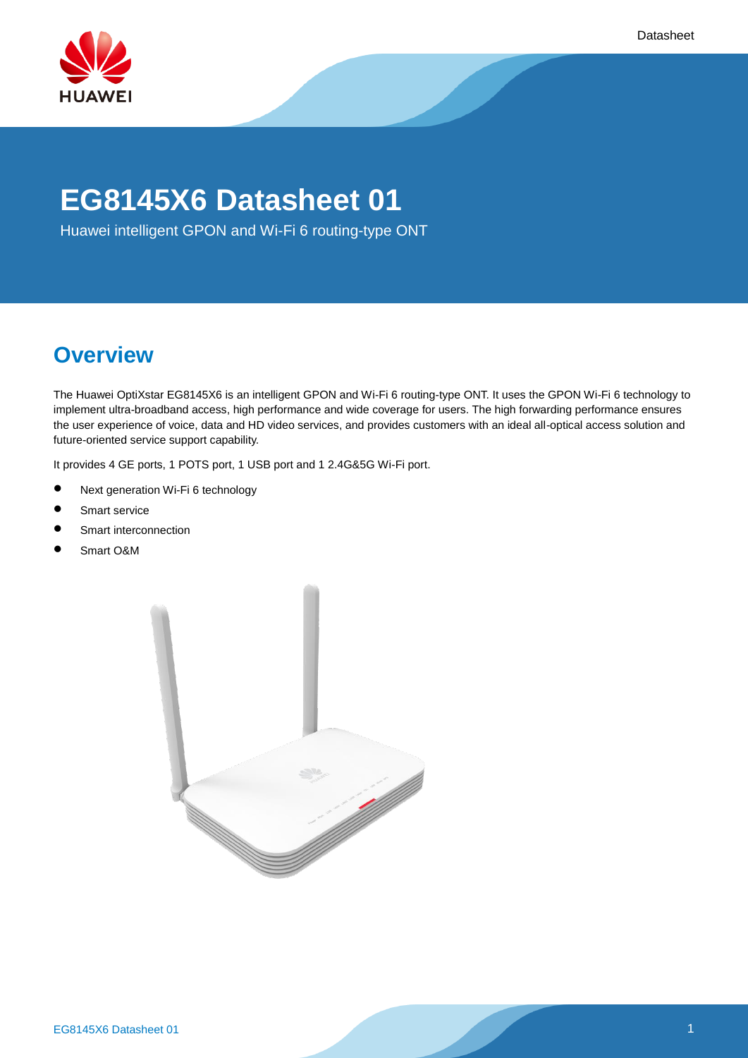# EG8145X6 Datasheet 01

Huawei intelligent GPON and Wi-Fi 6 routing-type ONT

## Overview

The Huawei OptiXstar EG8145X6 is an intelligent GPON and Wi-Fi 6 routing-type ONT. It uses the GPON Wi-Fi 6 technology to implement ultra-broadband access, high performance and wide coverage for users. The high forwarding performance ensures the user experience of voice, data and HD video services, and provides customers with an ideal all-optical access solution and future-oriented service support capability.

It provides 4 GE ports, 1 POTS port, 1 USB port and 1 2.4G&5G Wi-Fi port.

- Next generation Wi-Fi 6 technology
- Smart service
- Smart interconnection
- Smart O&M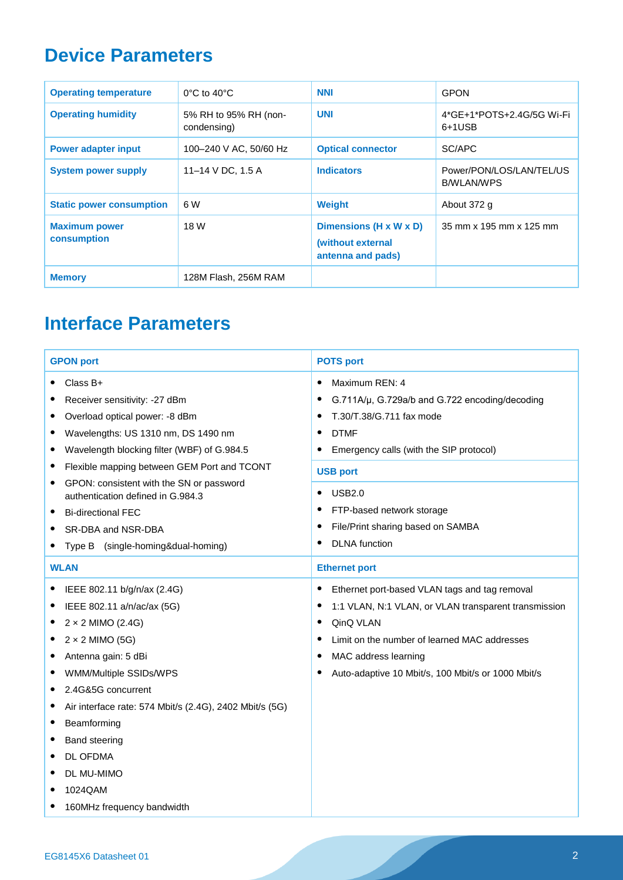## Device Parameters

| Operating temperature | 0°C to 40°C | NNI | GPON |
|---|---|---|---|
| Operating humidity | 5% RH to 95% RH (non-condensing) | UNI | 4*GE+1*POTS+2.4G/5G Wi-Fi 6+1USB |
| Power adapter input | 100–240 V AC, 50/60 Hz | Optical connector | SC/APC |
| System power supply | 11–14 V DC, 1.5 A | Indicators | Power/PON/LOS/LAN/TEL/USB/WLAN/WPS |
| Static power consumption | 6 W | Weight | About 372 g |
| Maximum power consumption | 18 W | Dimensions (H x W x D) (without external antenna and pads) | 35 mm x 195 mm x 125 mm |
| Memory | 128M Flash, 256M RAM | | |

## Interface Parameters

### GPON port

- Class B+
- Receiver sensitivity: -27 dBm
- Overload optical power: -8 dBm
- Wavelengths: US 1310 nm, DS 1490 nm
- Wavelength blocking filter (WBF) of G.984.5
- Flexible mapping between GEM Port and TCONT
- GPON: consistent with the SN or password authentication defined in G.984.3
- Bi-directional FEC
- SR-DBA and NSR-DBA
- Type B (single-homing&dual-homing)

### POTS port

- Maximum REN: 4
- G.711A/μ, G.729a/b and G.722 encoding/decoding
- T.30/T.38/G.711 fax mode
- DTMF
- Emergency calls (with the SIP protocol)

### USB port

- USB2.0
- FTP-based network storage
- File/Print sharing based on SAMBA
- DLNA function

### WLAN

- IEEE 802.11 b/g/n/ax (2.4G)
- IEEE 802.11 a/n/ac/ax (5G)
- 2 × 2 MIMO (2.4G)
- 2 × 2 MIMO (5G)
- Antenna gain: 5 dBi
- WMM/Multiple SSIDs/WPS
- 2.4G&5G concurrent
- Air interface rate: 574 Mbit/s (2.4G), 2402 Mbit/s (5G)
- Beamforming
- Band steering
- DL OFDMA
- DL MU-MIMO
- 1024QAM
- 160MHz frequency bandwidth

### Ethernet port

- Ethernet port-based VLAN tags and tag removal
- 1:1 VLAN, N:1 VLAN, or VLAN transparent transmission
- QinQ VLAN
- Limit on the number of learned MAC addresses
- MAC address learning
- Auto-adaptive 10 Mbit/s, 100 Mbit/s or 1000 Mbit/s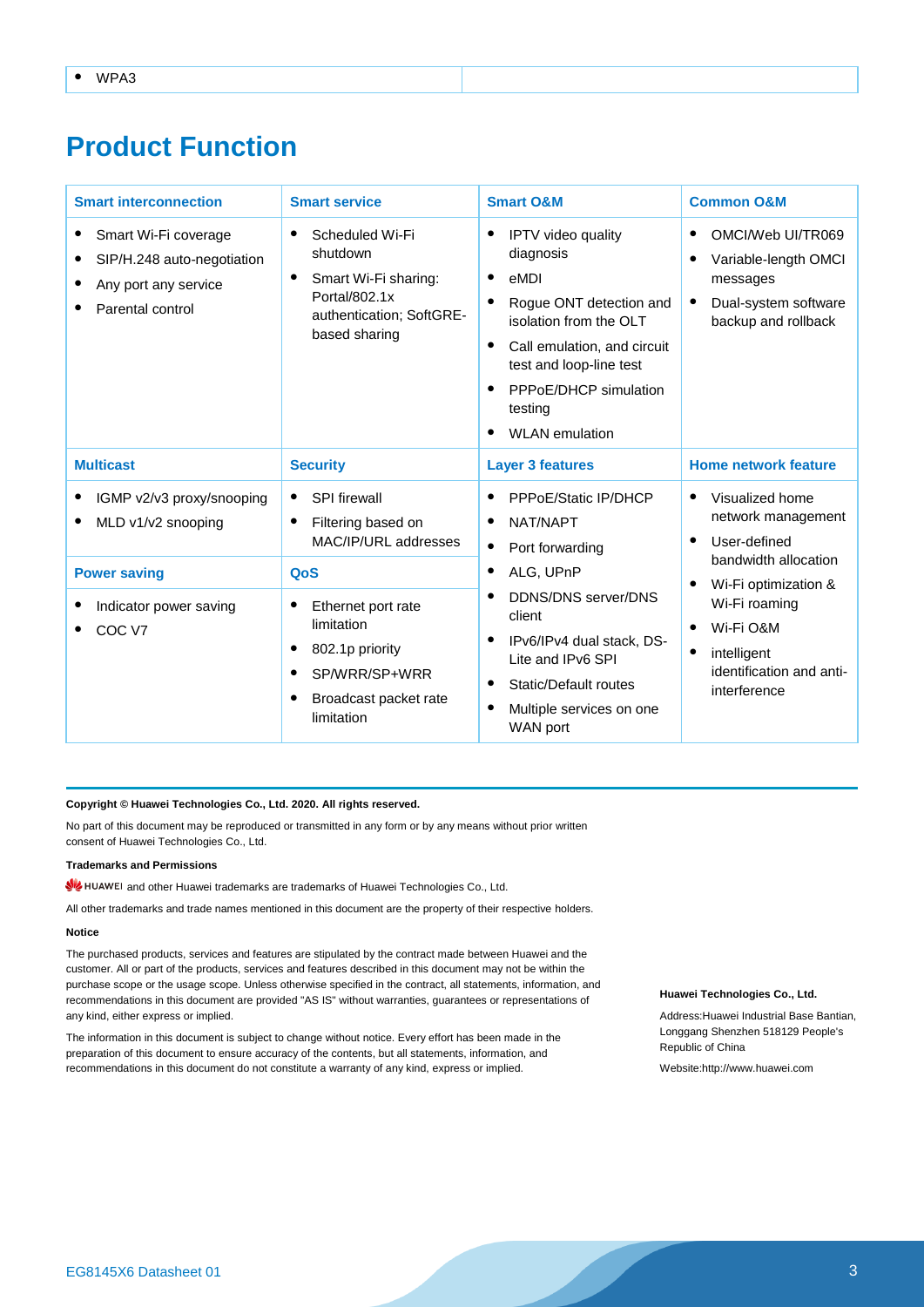| | |
|---|---|
| • WPA3 | |

# Product Function

| Smart interconnection | Smart service | Smart O&M | Common O&M |
|---|---|---|---|
| • Smart Wi-Fi coverage<br>• SIP/H.248 auto-negotiation<br>• Any port any service<br>• Parental control | • Scheduled Wi-Fi shutdown<br>• Smart Wi-Fi sharing: Portal/802.1x authentication; SoftGRE-based sharing | • IPTV video quality diagnosis<br>• eMDI<br>• Rogue ONT detection and isolation from the OLT<br>• Call emulation, and circuit test and loop-line test<br>• PPPoE/DHCP simulation testing<br>• WLAN emulation | • OMCI/Web UI/TR069<br>• Variable-length OMCI messages<br>• Dual-system software backup and rollback |
| **Multicast** | **Security** | **Layer 3 features** | **Home network feature** |
| • IGMP v2/v3 proxy/snooping<br>• MLD v1/v2 snooping | • SPI firewall<br>• Filtering based on MAC/IP/URL addresses | • PPPoE/Static IP/DHCP<br>• NAT/NAPT<br>• Port forwarding<br>• ALG, UPnP<br>• DDNS/DNS server/DNS client<br>• IPv6/IPv4 dual stack, DS-Lite and IPv6 SPI<br>• Static/Default routes<br>• Multiple services on one WAN port | • Visualized home network management<br>• User-defined bandwidth allocation<br>• Wi-Fi optimization & Wi-Fi roaming<br>• Wi-Fi O&M<br>• intelligent identification and anti-interference |
| **Power saving** | **QoS** | | |
| • Indicator power saving<br>• COC V7 | • Ethernet port rate limitation<br>• 802.1p priority<br>• SP/WRR/SP+WRR<br>• Broadcast packet rate limitation | | |

**Copyright © Huawei Technologies Co., Ltd. 2020. All rights reserved.**

No part of this document may be reproduced or transmitted in any form or by any means without prior written consent of Huawei Technologies Co., Ltd.

**Trademarks and Permissions**

HUAWEI and other Huawei trademarks are trademarks of Huawei Technologies Co., Ltd.

All other trademarks and trade names mentioned in this document are the property of their respective holders.

**Notice**

The purchased products, services and features are stipulated by the contract made between Huawei and the customer. All or part of the products, services and features described in this document may not be within the purchase scope or the usage scope. Unless otherwise specified in the contract, all statements, information, and recommendations in this document are provided "AS IS" without warranties, guarantees or representations of any kind, either express or implied.

The information in this document is subject to change without notice. Every effort has been made in the preparation of this document to ensure accuracy of the contents, but all statements, information, and recommendations in this document do not constitute a warranty of any kind, express or implied.

**Huawei Technologies Co., Ltd.**

Address:Huawei Industrial Base Bantian, Longgang Shenzhen 518129 People's Republic of China

Website:http://www.huawei.com